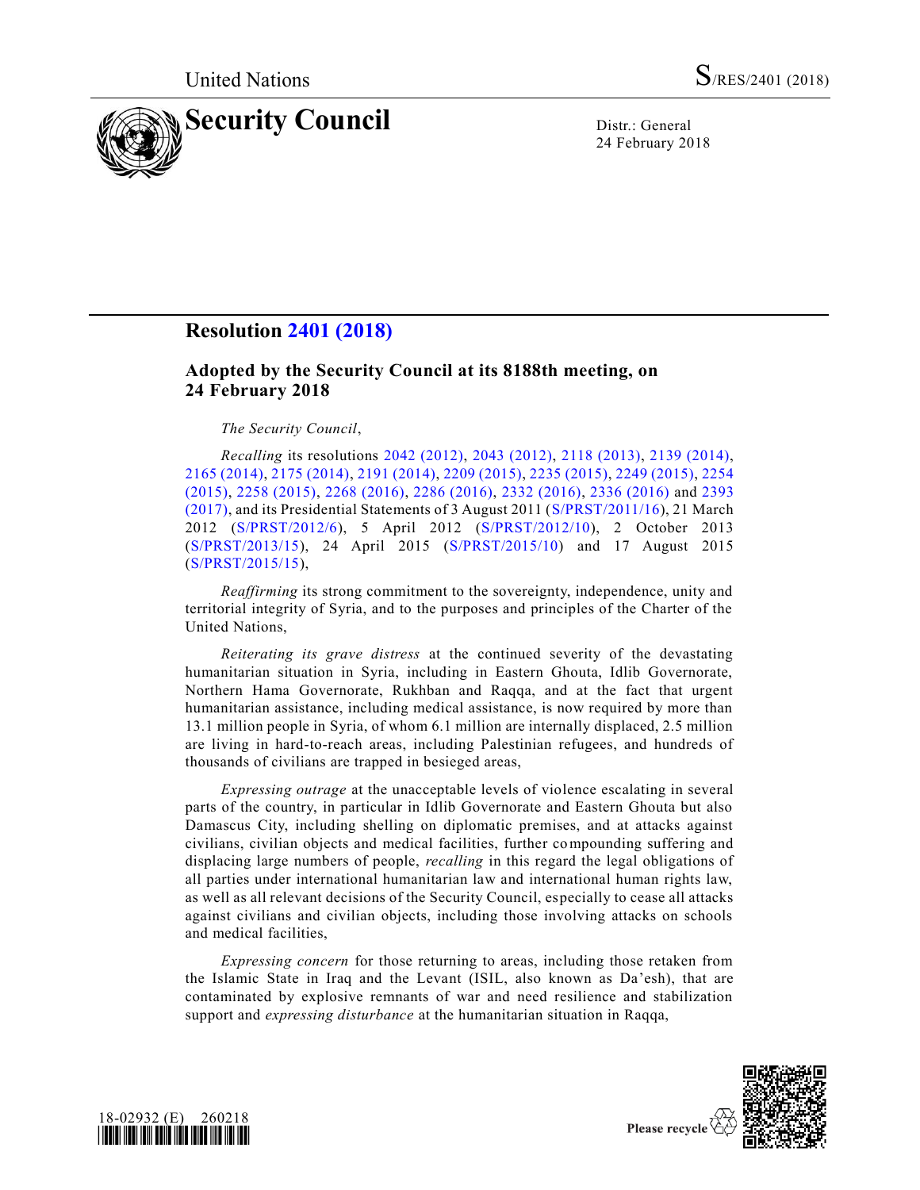# Resolution 2401 (2018)

## Adopted by the Security Council at its 8188th meeting, on 24 February 2018

*The Security Council*,

*Recalling* its resolutions 2042 (2012), 2043 (2012), 2118 (2013), 2139 (2014), 2165 (2014), 2175 (2014), 2191 (2014), 2209 (2015), 2235 (2015), 2249 (2015), 2254 (2015), 2258 (2015), 2268 (2016), 2286 (2016), 2332 (2016), 2336 (2016) and 2393 (2017), and its Presidential Statements of 3 August 2011 (S/PRST/2011/16), 21 March 2012 (S/PRST/2012/6), 5 April 2012 (S/PRST/2012/10), 2 October 2013 (S/PRST/2013/15), 24 April 2015 (S/PRST/2015/10) and 17 August 2015 (S/PRST/2015/15),

*Reaffirming* its strong commitment to the sovereignty, independence, unity and territorial integrity of Syria, and to the purposes and principles of the Charter of the United Nations,

*Reiterating its grave distress* at the continued severity of the devastating humanitarian situation in Syria, including in Eastern Ghouta, Idlib Governorate, Northern Hama Governorate, Rukhban and Raqqa, and at the fact that urgent humanitarian assistance, including medical assistance, is now required by more than 13.1 million people in Syria, of whom 6.1 million are internally displaced, 2.5 million are living in hard-to-reach areas, including Palestinian refugees, and hundreds of thousands of civilians are trapped in besieged areas,

*Expressing outrage* at the unacceptable levels of violence escalating in several parts of the country, in particular in Idlib Governorate and Eastern Ghouta but also Damascus City, including shelling on diplomatic premises, and at attacks against civilians, civilian objects and medical facilities, further compounding suffering and displacing large numbers of people, *recalling* in this regard the legal obligations of all parties under international humanitarian law and international human rights law, as well as all relevant decisions of the Security Council, especially to cease all attacks against civilians and civilian objects, including those involving attacks on schools and medical facilities,

*Expressing concern* for those returning to areas, including those retaken from the Islamic State in Iraq and the Levant (ISIL, also known as Da'esh), that are contaminated by explosive remnants of war and need resilience and stabilization support and *expressing disturbance* at the humanitarian situation in Raqqa,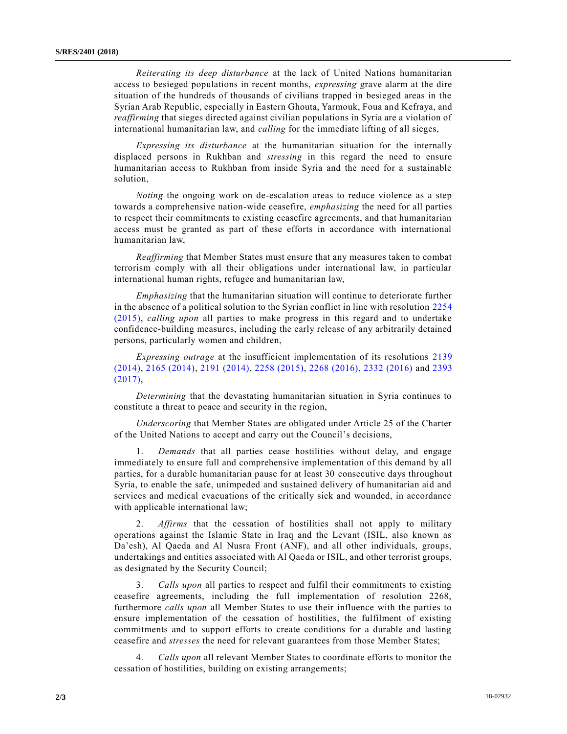*Reiterating its deep disturbance* at the lack of United Nations humanitarian access to besieged populations in recent months, *expressing* grave alarm at the dire situation of the hundreds of thousands of civilians trapped in besieged areas in the Syrian Arab Republic, especially in Eastern Ghouta, Yarmouk, Foua and Kefraya, and *reaffirming* that sieges directed against civilian populations in Syria are a violation of international humanitarian law, and *calling* for the immediate lifting of all sieges,

*Expressing its disturbance* at the humanitarian situation for the internally displaced persons in Rukhban and *stressing* in this regard the need to ensure humanitarian access to Rukhban from inside Syria and the need for a sustainable solution,

*Noting* the ongoing work on de-escalation areas to reduce violence as a step towards a comprehensive nation-wide ceasefire, *emphasizing* the need for all parties to respect their commitments to existing ceasefire agreements, and that humanitarian access must be granted as part of these efforts in accordance with international humanitarian law,

*Reaffirming* that Member States must ensure that any measures taken to combat terrorism comply with all their obligations under international law, in particular international human rights, refugee and humanitarian law,

*Emphasizing* that the humanitarian situation will continue to deteriorate further in the absence of a political solution to the Syrian conflict in line with resolution 2254 (2015), *calling upon* all parties to make progress in this regard and to undertake confidence-building measures, including the early release of any arbitrarily detained persons, particularly women and children,

*Expressing outrage* at the insufficient implementation of its resolutions 2139 (2014), 2165 (2014), 2191 (2014), 2258 (2015), 2268 (2016), 2332 (2016) and 2393 (2017),

*Determining* that the devastating humanitarian situation in Syria continues to constitute a threat to peace and security in the region,

*Underscoring* that Member States are obligated under Article 25 of the Charter of the United Nations to accept and carry out the Council's decisions,

1. *Demands* that all parties cease hostilities without delay, and engage immediately to ensure full and comprehensive implementation of this demand by all parties, for a durable humanitarian pause for at least 30 consecutive days throughout Syria, to enable the safe, unimpeded and sustained delivery of humanitarian aid and services and medical evacuations of the critically sick and wounded, in accordance with applicable international law;

2. *Affirms* that the cessation of hostilities shall not apply to military operations against the Islamic State in Iraq and the Levant (ISIL, also known as Da'esh), Al Qaeda and Al Nusra Front (ANF), and all other individuals, groups, undertakings and entities associated with Al Qaeda or ISIL, and other terrorist groups, as designated by the Security Council;

3. *Calls upon* all parties to respect and fulfil their commitments to existing ceasefire agreements, including the full implementation of resolution 2268, furthermore *calls upon* all Member States to use their influence with the parties to ensure implementation of the cessation of hostilities, the fulfilment of existing commitments and to support efforts to create conditions for a durable and lasting ceasefire and *stresses* the need for relevant guarantees from those Member States;

4. *Calls upon* all relevant Member States to coordinate efforts to monitor the cessation of hostilities, building on existing arrangements;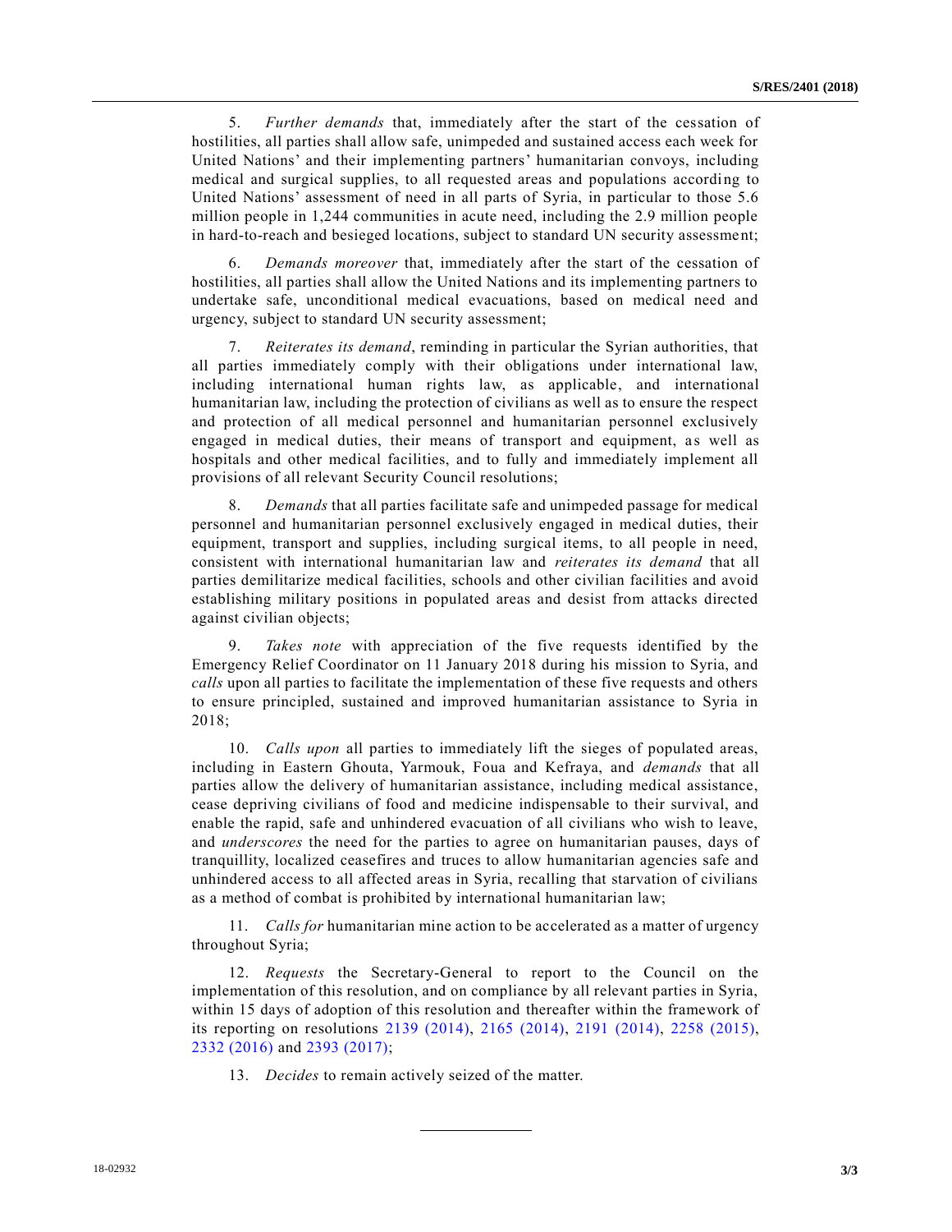5. *Further demands* that, immediately after the start of the cessation of hostilities, all parties shall allow safe, unimpeded and sustained access each week for United Nations' and their implementing partners' humanitarian convoys, including medical and surgical supplies, to all requested areas and populations according to United Nations' assessment of need in all parts of Syria, in particular to those 5.6 million people in 1,244 communities in acute need, including the 2.9 million people in hard-to-reach and besieged locations, subject to standard UN security assessment;

6. *Demands moreover* that, immediately after the start of the cessation of hostilities, all parties shall allow the United Nations and its implementing partners to undertake safe, unconditional medical evacuations, based on medical need and urgency, subject to standard UN security assessment;

7. *Reiterates its demand*, reminding in particular the Syrian authorities, that all parties immediately comply with their obligations under international law, including international human rights law, as applicable, and international humanitarian law, including the protection of civilians as well as to ensure the respect and protection of all medical personnel and humanitarian personnel exclusively engaged in medical duties, their means of transport and equipment, as well as hospitals and other medical facilities, and to fully and immediately implement all provisions of all relevant Security Council resolutions;

8. *Demands* that all parties facilitate safe and unimpeded passage for medical personnel and humanitarian personnel exclusively engaged in medical duties, their equipment, transport and supplies, including surgical items, to all people in need, consistent with international humanitarian law and *reiterates its demand* that all parties demilitarize medical facilities, schools and other civilian facilities and avoid establishing military positions in populated areas and desist from attacks directed against civilian objects;

9. *Takes note* with appreciation of the five requests identified by the Emergency Relief Coordinator on 11 January 2018 during his mission to Syria, and *calls* upon all parties to facilitate the implementation of these five requests and others to ensure principled, sustained and improved humanitarian assistance to Syria in 2018;

10. *Calls upon* all parties to immediately lift the sieges of populated areas, including in Eastern Ghouta, Yarmouk, Foua and Kefraya, and *demands* that all parties allow the delivery of humanitarian assistance, including medical assistance, cease depriving civilians of food and medicine indispensable to their survival, and enable the rapid, safe and unhindered evacuation of all civilians who wish to leave, and *underscores* the need for the parties to agree on humanitarian pauses, days of tranquillity, localized ceasefires and truces to allow humanitarian agencies safe and unhindered access to all affected areas in Syria, recalling that starvation of civilians as a method of combat is prohibited by international humanitarian law;

11. *Calls for* humanitarian mine action to be accelerated as a matter of urgency throughout Syria;

12. *Requests* the Secretary-General to report to the Council on the implementation of this resolution, and on compliance by all relevant parties in Syria, within 15 days of adoption of this resolution and thereafter within the framework of its reporting on resolutions 2139 (2014), 2165 (2014), 2191 (2014), 2258 (2015), 2332 (2016) and 2393 (2017);

13. *Decides* to remain actively seized of the matter.